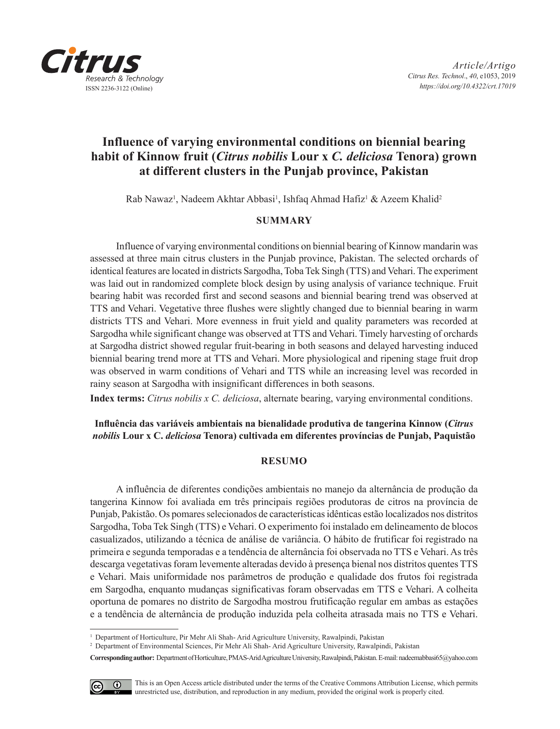Citrus Research & Technology
ISSN 2236-3122 (Online)

*Article/Artigo*
Citrus Res. Technol., *40*, e1053, 2019
*https://doi.org/10.4322/crt.17019*

# Influence of varying environmental conditions on biennial bearing habit of Kinnow fruit (*Citrus nobilis* Lour x *C. deliciosa* Tenora) grown at different clusters in the Punjab province, Pakistan

Rab Nawaz[1], Nadeem Akhtar Abbasi[1], Ishfaq Ahmad Hafiz[1] & Azeem Khalid[2]

## SUMMARY

Influence of varying environmental conditions on biennial bearing of Kinnow mandarin was assessed at three main citrus clusters in the Punjab province, Pakistan. The selected orchards of identical features are located in districts Sargodha, Toba Tek Singh (TTS) and Vehari. The experiment was laid out in randomized complete block design by using analysis of variance technique. Fruit bearing habit was recorded first and second seasons and biennial bearing trend was observed at TTS and Vehari. Vegetative three flushes were slightly changed due to biennial bearing in warm districts TTS and Vehari. More evenness in fruit yield and quality parameters was recorded at Sargodha while significant change was observed at TTS and Vehari. Timely harvesting of orchards at Sargodha district showed regular fruit-bearing in both seasons and delayed harvesting induced biennial bearing trend more at TTS and Vehari. More physiological and ripening stage fruit drop was observed in warm conditions of Vehari and TTS while an increasing level was recorded in rainy season at Sargodha with insignificant differences in both seasons.

**Index terms:** *Citrus nobilis x C. deliciosa*, alternate bearing, varying environmental conditions.

### Influência das variáveis ambientais na bienalidade produtiva de tangerina Kinnow (*Citrus nobilis* Lour x C. *deliciosa* Tenora) cultivada em diferentes províncias de Punjab, Paquistão

## RESUMO

A influência de diferentes condições ambientais no manejo da alternância de produção da tangerina Kinnow foi avaliada em três principais regiões produtoras de citros na província de Punjab, Paquistão. Os pomares selecionados de características idênticas estão localizados nos distritos Sargodha, Toba Tek Singh (TTS) e Vehari. O experimento foi instalado em delineamento de blocos casualizados, utilizando a técnica de análise de variância. O hábito de frutificar foi registrado na primeira e segunda temporadas e a tendência de alternância foi observada no TTS e Vehari. As três descarga vegetativas foram levemente alteradas devido à presença bienal nos distritos quentes TTS e Vehari. Mais uniformidade nos parâmetros de produção e qualidade dos frutos foi registrada em Sargodha, enquanto mudanças significativas foram observadas em TTS e Vehari. A colheita oportuna de pomares no distrito de Sargodha mostrou frutificação regular em ambas as estações e a tendência de alternância de produção induzida pela colheita atrasada mais no TTS e Vehari.

---

[1] Department of Horticulture, Pir Mehr Ali Shah- Arid Agriculture University, Rawalpindi, Pakistan

[2] Department of Environmental Sciences, Pir Mehr Ali Shah- Arid Agriculture University, Rawalpindi, Pakistan

**Corresponding author:** Department of Horticulture, PMAS-Arid Agriculture University, Rawalpindi, Pakistan. E-mail: nadeemabbasi65@yahoo.com

This is an Open Access article distributed under the terms of the Creative Commons Attribution License, which permits unrestricted use, distribution, and reproduction in any medium, provided the original work is properly cited.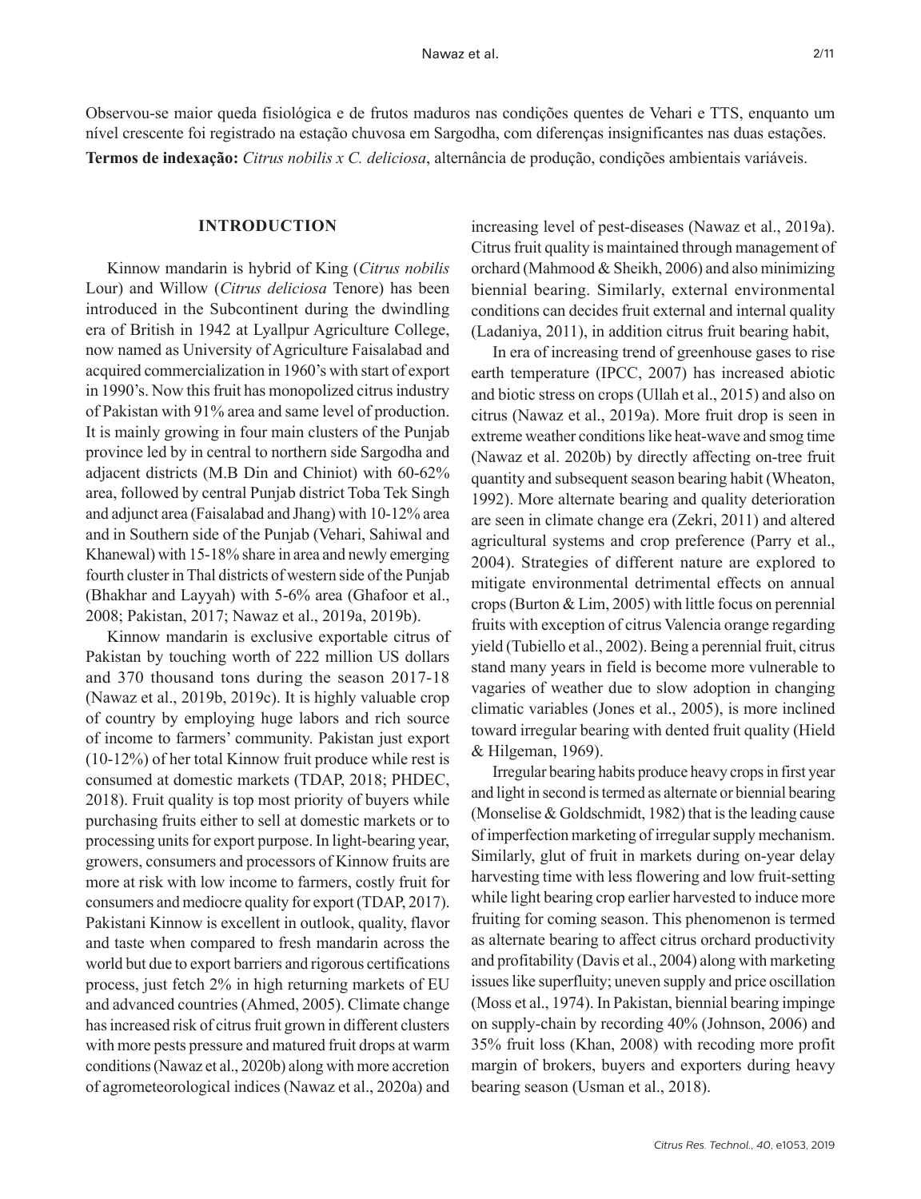Observou-se maior queda fisiológica e de frutos maduros nas condições quentes de Vehari e TTS, enquanto um nível crescente foi registrado na estação chuvosa em Sargodha, com diferenças insignificantes nas duas estações.

**Termos de indexação:** *Citrus nobilis x C. deliciosa*, alternância de produção, condições ambientais variáveis.

## INTRODUCTION

Kinnow mandarin is hybrid of King (*Citrus nobilis* Lour) and Willow (*Citrus deliciosa* Tenore) has been introduced in the Subcontinent during the dwindling era of British in 1942 at Lyallpur Agriculture College, now named as University of Agriculture Faisalabad and acquired commercialization in 1960's with start of export in 1990's. Now this fruit has monopolized citrus industry of Pakistan with 91% area and same level of production. It is mainly growing in four main clusters of the Punjab province led by in central to northern side Sargodha and adjacent districts (M.B Din and Chiniot) with 60-62% area, followed by central Punjab district Toba Tek Singh and adjunct area (Faisalabad and Jhang) with 10-12% area and in Southern side of the Punjab (Vehari, Sahiwal and Khanewal) with 15-18% share in area and newly emerging fourth cluster in Thal districts of western side of the Punjab (Bhakhar and Layyah) with 5-6% area (Ghafoor et al., 2008; Pakistan, 2017; Nawaz et al., 2019a, 2019b).

Kinnow mandarin is exclusive exportable citrus of Pakistan by touching worth of 222 million US dollars and 370 thousand tons during the season 2017-18 (Nawaz et al., 2019b, 2019c). It is highly valuable crop of country by employing huge labors and rich source of income to farmers' community. Pakistan just export (10-12%) of her total Kinnow fruit produce while rest is consumed at domestic markets (TDAP, 2018; PHDEC, 2018). Fruit quality is top most priority of buyers while purchasing fruits either to sell at domestic markets or to processing units for export purpose. In light-bearing year, growers, consumers and processors of Kinnow fruits are more at risk with low income to farmers, costly fruit for consumers and mediocre quality for export (TDAP, 2017). Pakistani Kinnow is excellent in outlook, quality, flavor and taste when compared to fresh mandarin across the world but due to export barriers and rigorous certifications process, just fetch 2% in high returning markets of EU and advanced countries (Ahmed, 2005). Climate change has increased risk of citrus fruit grown in different clusters with more pests pressure and matured fruit drops at warm conditions (Nawaz et al., 2020b) along with more accretion of agrometeorological indices (Nawaz et al., 2020a) and increasing level of pest-diseases (Nawaz et al., 2019a). Citrus fruit quality is maintained through management of orchard (Mahmood & Sheikh, 2006) and also minimizing biennial bearing. Similarly, external environmental conditions can decides fruit external and internal quality (Ladaniya, 2011), in addition citrus fruit bearing habit,

In era of increasing trend of greenhouse gases to rise earth temperature (IPCC, 2007) has increased abiotic and biotic stress on crops (Ullah et al., 2015) and also on citrus (Nawaz et al., 2019a). More fruit drop is seen in extreme weather conditions like heat-wave and smog time (Nawaz et al. 2020b) by directly affecting on-tree fruit quantity and subsequent season bearing habit (Wheaton, 1992). More alternate bearing and quality deterioration are seen in climate change era (Zekri, 2011) and altered agricultural systems and crop preference (Parry et al., 2004). Strategies of different nature are explored to mitigate environmental detrimental effects on annual crops (Burton & Lim, 2005) with little focus on perennial fruits with exception of citrus Valencia orange regarding yield (Tubiello et al., 2002). Being a perennial fruit, citrus stand many years in field is become more vulnerable to vagaries of weather due to slow adoption in changing climatic variables (Jones et al., 2005), is more inclined toward irregular bearing with dented fruit quality (Hield & Hilgeman, 1969).

Irregular bearing habits produce heavy crops in first year and light in second is termed as alternate or biennial bearing (Monselise & Goldschmidt, 1982) that is the leading cause of imperfection marketing of irregular supply mechanism. Similarly, glut of fruit in markets during on-year delay harvesting time with less flowering and low fruit-setting while light bearing crop earlier harvested to induce more fruiting for coming season. This phenomenon is termed as alternate bearing to affect citrus orchard productivity and profitability (Davis et al., 2004) along with marketing issues like superfluity; uneven supply and price oscillation (Moss et al., 1974). In Pakistan, biennial bearing impinge on supply-chain by recording 40% (Johnson, 2006) and 35% fruit loss (Khan, 2008) with recoding more profit margin of brokers, buyers and exporters during heavy bearing season (Usman et al., 2018).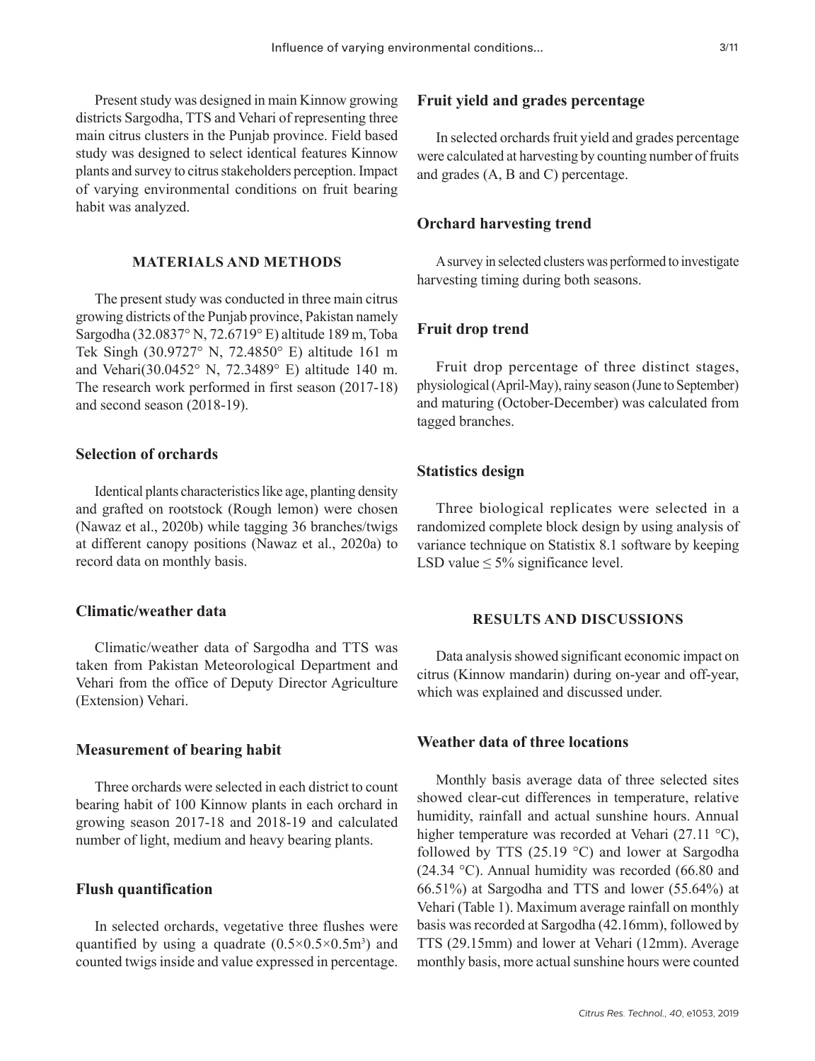Present study was designed in main Kinnow growing districts Sargodha, TTS and Vehari of representing three main citrus clusters in the Punjab province. Field based study was designed to select identical features Kinnow plants and survey to citrus stakeholders perception. Impact of varying environmental conditions on fruit bearing habit was analyzed.

## MATERIALS AND METHODS

The present study was conducted in three main citrus growing districts of the Punjab province, Pakistan namely Sargodha (32.0837° N, 72.6719° E) altitude 189 m, Toba Tek Singh (30.9727° N, 72.4850° E) altitude 161 m and Vehari(30.0452° N, 72.3489° E) altitude 140 m. The research work performed in first season (2017-18) and second season (2018-19).

### Selection of orchards

Identical plants characteristics like age, planting density and grafted on rootstock (Rough lemon) were chosen (Nawaz et al., 2020b) while tagging 36 branches/twigs at different canopy positions (Nawaz et al., 2020a) to record data on monthly basis.

### Climatic/weather data

Climatic/weather data of Sargodha and TTS was taken from Pakistan Meteorological Department and Vehari from the office of Deputy Director Agriculture (Extension) Vehari.

### Measurement of bearing habit

Three orchards were selected in each district to count bearing habit of 100 Kinnow plants in each orchard in growing season 2017-18 and 2018-19 and calculated number of light, medium and heavy bearing plants.

### Flush quantification

In selected orchards, vegetative three flushes were quantified by using a quadrate ($0.5{\times}0.5{\times}0.5m^3$) and counted twigs inside and value expressed in percentage.

### Fruit yield and grades percentage

In selected orchards fruit yield and grades percentage were calculated at harvesting by counting number of fruits and grades (A, B and C) percentage.

### Orchard harvesting trend

A survey in selected clusters was performed to investigate harvesting timing during both seasons.

### Fruit drop trend

Fruit drop percentage of three distinct stages, physiological (April-May), rainy season (June to September) and maturing (October-December) was calculated from tagged branches.

### Statistics design

Three biological replicates were selected in a randomized complete block design by using analysis of variance technique on Statistix 8.1 software by keeping LSD value $\leq$ 5% significance level.

## RESULTS AND DISCUSSIONS

Data analysis showed significant economic impact on citrus (Kinnow mandarin) during on-year and off-year, which was explained and discussed under.

### Weather data of three locations

Monthly basis average data of three selected sites showed clear-cut differences in temperature, relative humidity, rainfall and actual sunshine hours. Annual higher temperature was recorded at Vehari (27.11 °C), followed by TTS (25.19 °C) and lower at Sargodha (24.34 °C). Annual humidity was recorded (66.80 and 66.51%) at Sargodha and TTS and lower (55.64%) at Vehari (Table 1). Maximum average rainfall on monthly basis was recorded at Sargodha (42.16mm), followed by TTS (29.15mm) and lower at Vehari (12mm). Average monthly basis, more actual sunshine hours were counted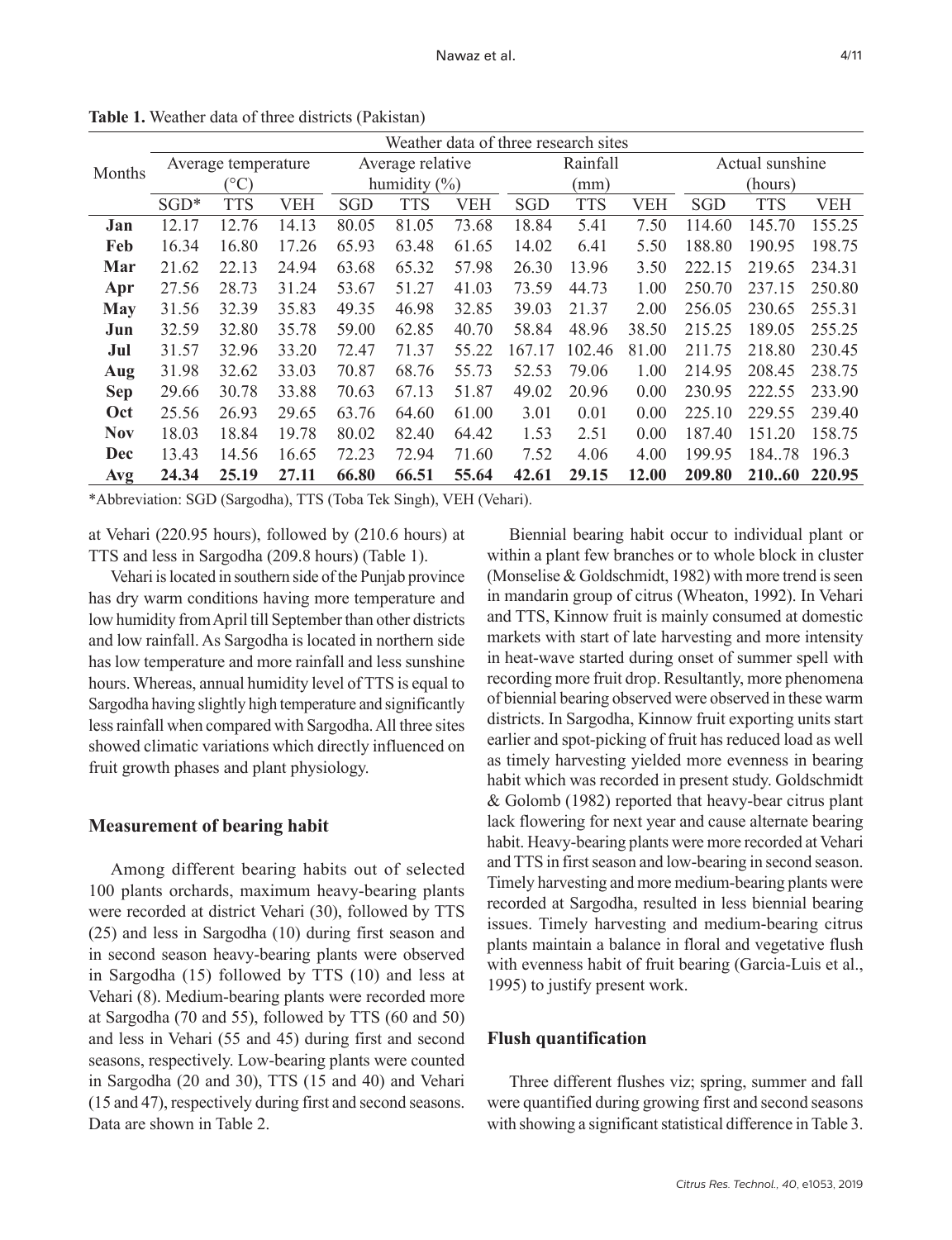**Table 1.** Weather data of three districts (Pakistan)

| Months | Weather data of three research sites | | | | | | | | | | | |
|---|---|---|---|---|---|---|---|---|---|---|---|---|
| | Average temperature (°C) | | | Average relative humidity (%) | | | Rainfall (mm) | | | Actual sunshine (hours) | | |
| | SGD* | TTS | VEH | SGD | TTS | VEH | SGD | TTS | VEH | SGD | TTS | VEH |
| **Jan** | 12.17 | 12.76 | 14.13 | 80.05 | 81.05 | 73.68 | 18.84 | 5.41 | 7.50 | 114.60 | 145.70 | 155.25 |
| **Feb** | 16.34 | 16.80 | 17.26 | 65.93 | 63.48 | 61.65 | 14.02 | 6.41 | 5.50 | 188.80 | 190.95 | 198.75 |
| **Mar** | 21.62 | 22.13 | 24.94 | 63.68 | 65.32 | 57.98 | 26.30 | 13.96 | 3.50 | 222.15 | 219.65 | 234.31 |
| **Apr** | 27.56 | 28.73 | 31.24 | 53.67 | 51.27 | 41.03 | 73.59 | 44.73 | 1.00 | 250.70 | 237.15 | 250.80 |
| **May** | 31.56 | 32.39 | 35.83 | 49.35 | 46.98 | 32.85 | 39.03 | 21.37 | 2.00 | 256.05 | 230.65 | 255.31 |
| **Jun** | 32.59 | 32.80 | 35.78 | 59.00 | 62.85 | 40.70 | 58.84 | 48.96 | 38.50 | 215.25 | 189.05 | 255.25 |
| **Jul** | 31.57 | 32.96 | 33.20 | 72.47 | 71.37 | 55.22 | 167.17 | 102.46 | 81.00 | 211.75 | 218.80 | 230.45 |
| **Aug** | 31.98 | 32.62 | 33.03 | 70.87 | 68.76 | 55.73 | 52.53 | 79.06 | 1.00 | 214.95 | 208.45 | 238.75 |
| **Sep** | 29.66 | 30.78 | 33.88 | 70.63 | 67.13 | 51.87 | 49.02 | 20.96 | 0.00 | 230.95 | 222.55 | 233.90 |
| **Oct** | 25.56 | 26.93 | 29.65 | 63.76 | 64.60 | 61.00 | 3.01 | 0.01 | 0.00 | 225.10 | 229.55 | 239.40 |
| **Nov** | 18.03 | 18.84 | 19.78 | 80.02 | 82.40 | 64.42 | 1.53 | 2.51 | 0.00 | 187.40 | 151.20 | 158.75 |
| **Dec** | 13.43 | 14.56 | 16.65 | 72.23 | 72.94 | 71.60 | 7.52 | 4.06 | 4.00 | 199.95 | 184..78 | 196.3 |
| **Avg** | **24.34** | **25.19** | **27.11** | **66.80** | **66.51** | **55.64** | **42.61** | **29.15** | **12.00** | **209.80** | **210..60** | **220.95** |

*Abbreviation: SGD (Sargodha), TTS (Toba Tek Singh), VEH (Vehari).

at Vehari (220.95 hours), followed by (210.6 hours) at TTS and less in Sargodha (209.8 hours) (Table 1).

Vehari is located in southern side of the Punjab province has dry warm conditions having more temperature and low humidity from April till September than other districts and low rainfall. As Sargodha is located in northern side has low temperature and more rainfall and less sunshine hours. Whereas, annual humidity level of TTS is equal to Sargodha having slightly high temperature and significantly less rainfall when compared with Sargodha. All three sites showed climatic variations which directly influenced on fruit growth phases and plant physiology.

### Measurement of bearing habit

Among different bearing habits out of selected 100 plants orchards, maximum heavy-bearing plants were recorded at district Vehari (30), followed by TTS (25) and less in Sargodha (10) during first season and in second season heavy-bearing plants were observed in Sargodha (15) followed by TTS (10) and less at Vehari (8). Medium-bearing plants were recorded more at Sargodha (70 and 55), followed by TTS (60 and 50) and less in Vehari (55 and 45) during first and second seasons, respectively. Low-bearing plants were counted in Sargodha (20 and 30), TTS (15 and 40) and Vehari (15 and 47), respectively during first and second seasons. Data are shown in Table 2.

Biennial bearing habit occur to individual plant or within a plant few branches or to whole block in cluster (Monselise & Goldschmidt, 1982) with more trend is seen in mandarin group of citrus (Wheaton, 1992). In Vehari and TTS, Kinnow fruit is mainly consumed at domestic markets with start of late harvesting and more intensity in heat-wave started during onset of summer spell with recording more fruit drop. Resultantly, more phenomena of biennial bearing observed were observed in these warm districts. In Sargodha, Kinnow fruit exporting units start earlier and spot-picking of fruit has reduced load as well as timely harvesting yielded more evenness in bearing habit which was recorded in present study. Goldschmidt & Golomb (1982) reported that heavy-bear citrus plant lack flowering for next year and cause alternate bearing habit. Heavy-bearing plants were more recorded at Vehari and TTS in first season and low-bearing in second season. Timely harvesting and more medium-bearing plants were recorded at Sargodha, resulted in less biennial bearing issues. Timely harvesting and medium-bearing citrus plants maintain a balance in floral and vegetative flush with evenness habit of fruit bearing (Garcia-Luis et al., 1995) to justify present work.

### Flush quantification

Three different flushes viz; spring, summer and fall were quantified during growing first and second seasons with showing a significant statistical difference in Table 3.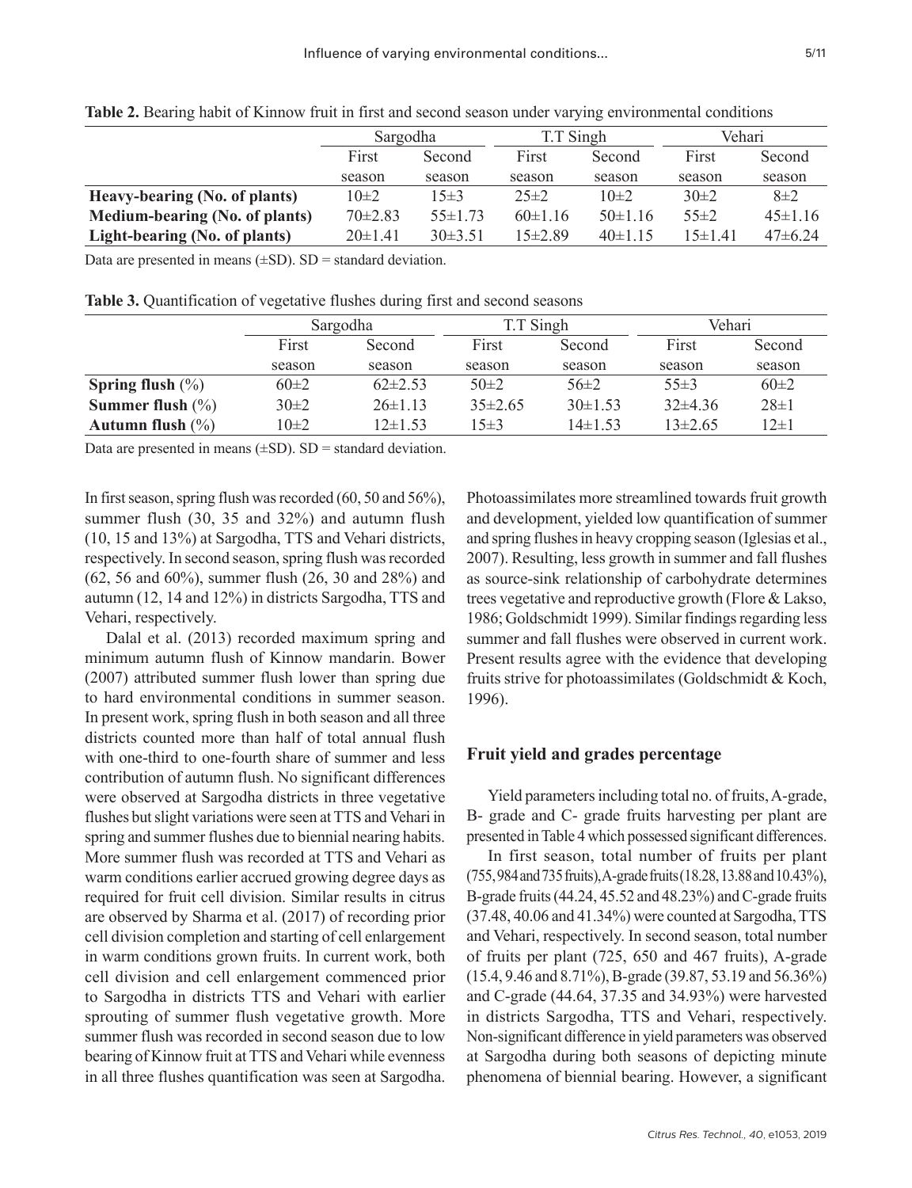**Table 2.** Bearing habit of Kinnow fruit in first and second season under varying environmental conditions

| | Sargodha | | T.T Singh | | Vehari | |
|---|---|---|---|---|---|---|
| | First season | Second season | First season | Second season | First season | Second season |
| **Heavy-bearing (No. of plants)** | 10±2 | 15±3 | 25±2 | 10±2 | 30±2 | 8±2 |
| **Medium-bearing (No. of plants)** | 70±2.83 | 55±1.73 | 60±1.16 | 50±1.16 | 55±2 | 45±1.16 |
| **Light-bearing (No. of plants)** | 20±1.41 | 30±3.51 | 15±2.89 | 40±1.15 | 15±1.41 | 47±6.24 |

Data are presented in means (±SD). SD = standard deviation.

**Table 3.** Quantification of vegetative flushes during first and second seasons

| | Sargodha | | T.T Singh | | Vehari | |
|---|---|---|---|---|---|---|
| | First season | Second season | First season | Second season | First season | Second season |
| **Spring flush (%)** | 60±2 | 62±2.53 | 50±2 | 56±2 | 55±3 | 60±2 |
| **Summer flush (%)** | 30±2 | 26±1.13 | 35±2.65 | 30±1.53 | 32±4.36 | 28±1 |
| **Autumn flush (%)** | 10±2 | 12±1.53 | 15±3 | 14±1.53 | 13±2.65 | 12±1 |

Data are presented in means (±SD). SD = standard deviation.

In first season, spring flush was recorded (60, 50 and 56%), summer flush (30, 35 and 32%) and autumn flush (10, 15 and 13%) at Sargodha, TTS and Vehari districts, respectively. In second season, spring flush was recorded (62, 56 and 60%), summer flush (26, 30 and 28%) and autumn (12, 14 and 12%) in districts Sargodha, TTS and Vehari, respectively.

Dalal et al. (2013) recorded maximum spring and minimum autumn flush of Kinnow mandarin. Bower (2007) attributed summer flush lower than spring due to hard environmental conditions in summer season. In present work, spring flush in both season and all three districts counted more than half of total annual flush with one-third to one-fourth share of summer and less contribution of autumn flush. No significant differences were observed at Sargodha districts in three vegetative flushes but slight variations were seen at TTS and Vehari in spring and summer flushes due to biennial nearing habits. More summer flush was recorded at TTS and Vehari as warm conditions earlier accrued growing degree days as required for fruit cell division. Similar results in citrus are observed by Sharma et al. (2017) of recording prior cell division completion and starting of cell enlargement in warm conditions grown fruits. In current work, both cell division and cell enlargement commenced prior to Sargodha in districts TTS and Vehari with earlier sprouting of summer flush vegetative growth. More summer flush was recorded in second season due to low bearing of Kinnow fruit at TTS and Vehari while evenness in all three flushes quantification was seen at Sargodha. Photoassimilates more streamlined towards fruit growth and development, yielded low quantification of summer and spring flushes in heavy cropping season (Iglesias et al., 2007). Resulting, less growth in summer and fall flushes as source-sink relationship of carbohydrate determines trees vegetative and reproductive growth (Flore & Lakso, 1986; Goldschmidt 1999). Similar findings regarding less summer and fall flushes were observed in current work. Present results agree with the evidence that developing fruits strive for photoassimilates (Goldschmidt & Koch, 1996).

## Fruit yield and grades percentage

Yield parameters including total no. of fruits, A-grade, B- grade and C- grade fruits harvesting per plant are presented in Table 4 which possessed significant differences.

In first season, total number of fruits per plant (755, 984 and 735 fruits), A-grade fruits (18.28, 13.88 and 10.43%), B-grade fruits (44.24, 45.52 and 48.23%) and C-grade fruits (37.48, 40.06 and 41.34%) were counted at Sargodha, TTS and Vehari, respectively. In second season, total number of fruits per plant (725, 650 and 467 fruits), A-grade (15.4, 9.46 and 8.71%), B-grade (39.87, 53.19 and 56.36%) and C-grade (44.64, 37.35 and 34.93%) were harvested in districts Sargodha, TTS and Vehari, respectively. Non-significant difference in yield parameters was observed at Sargodha during both seasons of depicting minute phenomena of biennial bearing. However, a significant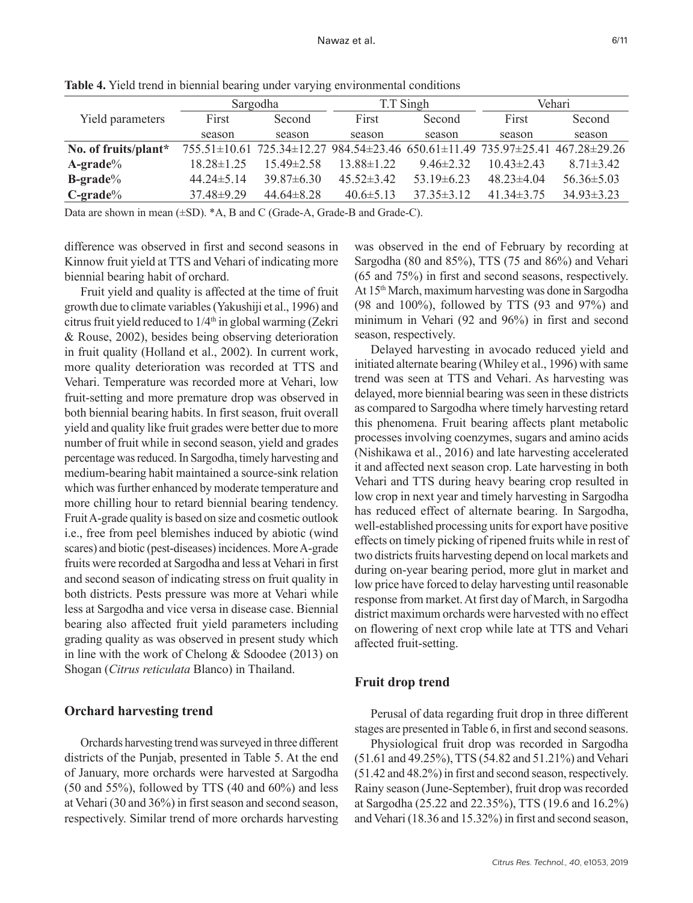**Table 4.** Yield trend in biennial bearing under varying environmental conditions

| Yield parameters | Sargodha | | T.T Singh | | Vehari | |
|---|---|---|---|---|---|---|
| | First season | Second season | First season | Second season | First season | Second season |
| **No. of fruits/plant*** | 755.51±10.61 | 725.34±12.27 | 984.54±23.46 | 650.61±11.49 | 735.97±25.41 | 467.28±29.26 |
| **A-grade%** | 18.28±1.25 | 15.49±2.58 | 13.88±1.22 | 9.46±2.32 | 10.43±2.43 | 8.71±3.42 |
| **B-grade%** | 44.24±5.14 | 39.87±6.30 | 45.52±3.42 | 53.19±6.23 | 48.23±4.04 | 56.36±5.03 |
| **C-grade%** | 37.48±9.29 | 44.64±8.28 | 40.6±5.13 | 37.35±3.12 | 41.34±3.75 | 34.93±3.23 |

Data are shown in mean (±SD). *A, B and C (Grade-A, Grade-B and Grade-C).

difference was observed in first and second seasons in Kinnow fruit yield at TTS and Vehari of indicating more biennial bearing habit of orchard.

Fruit yield and quality is affected at the time of fruit growth due to climate variables (Yakushiji et al., 1996) and citrus fruit yield reduced to 1/4$^{th}$ in global warming (Zekri & Rouse, 2002), besides being observing deterioration in fruit quality (Holland et al., 2002). In current work, more quality deterioration was recorded at TTS and Vehari. Temperature was recorded more at Vehari, low fruit-setting and more premature drop was observed in both biennial bearing habits. In first season, fruit overall yield and quality like fruit grades were better due to more number of fruit while in second season, yield and grades percentage was reduced. In Sargodha, timely harvesting and medium-bearing habit maintained a source-sink relation which was further enhanced by moderate temperature and more chilling hour to retard biennial bearing tendency. Fruit A-grade quality is based on size and cosmetic outlook i.e., free from peel blemishes induced by abiotic (wind scares) and biotic (pest-diseases) incidences. More A-grade fruits were recorded at Sargodha and less at Vehari in first and second season of indicating stress on fruit quality in both districts. Pests pressure was more at Vehari while less at Sargodha and vice versa in disease case. Biennial bearing also affected fruit yield parameters including grading quality as was observed in present study which in line with the work of Chelong & Sdoodee (2013) on Shogan (*Citrus reticulata* Blanco) in Thailand.

## Orchard harvesting trend

Orchards harvesting trend was surveyed in three different districts of the Punjab, presented in Table 5. At the end of January, more orchards were harvested at Sargodha (50 and 55%), followed by TTS (40 and 60%) and less at Vehari (30 and 36%) in first season and second season, respectively. Similar trend of more orchards harvesting was observed in the end of February by recording at Sargodha (80 and 85%), TTS (75 and 86%) and Vehari (65 and 75%) in first and second seasons, respectively. At 15$^{th}$ March, maximum harvesting was done in Sargodha (98 and 100%), followed by TTS (93 and 97%) and minimum in Vehari (92 and 96%) in first and second season, respectively.

Delayed harvesting in avocado reduced yield and initiated alternate bearing (Whiley et al., 1996) with same trend was seen at TTS and Vehari. As harvesting was delayed, more biennial bearing was seen in these districts as compared to Sargodha where timely harvesting retard this phenomena. Fruit bearing affects plant metabolic processes involving coenzymes, sugars and amino acids (Nishikawa et al., 2016) and late harvesting accelerated it and affected next season crop. Late harvesting in both Vehari and TTS during heavy bearing crop resulted in low crop in next year and timely harvesting in Sargodha has reduced effect of alternate bearing. In Sargodha, well-established processing units for export have positive effects on timely picking of ripened fruits while in rest of two districts fruits harvesting depend on local markets and during on-year bearing period, more glut in market and low price have forced to delay harvesting until reasonable response from market. At first day of March, in Sargodha district maximum orchards were harvested with no effect on flowering of next crop while late at TTS and Vehari affected fruit-setting.

## Fruit drop trend

Perusal of data regarding fruit drop in three different stages are presented in Table 6, in first and second seasons.

Physiological fruit drop was recorded in Sargodha (51.61 and 49.25%), TTS (54.82 and 51.21%) and Vehari (51.42 and 48.2%) in first and second season, respectively. Rainy season (June-September), fruit drop was recorded at Sargodha (25.22 and 22.35%), TTS (19.6 and 16.2%) and Vehari (18.36 and 15.32%) in first and second season,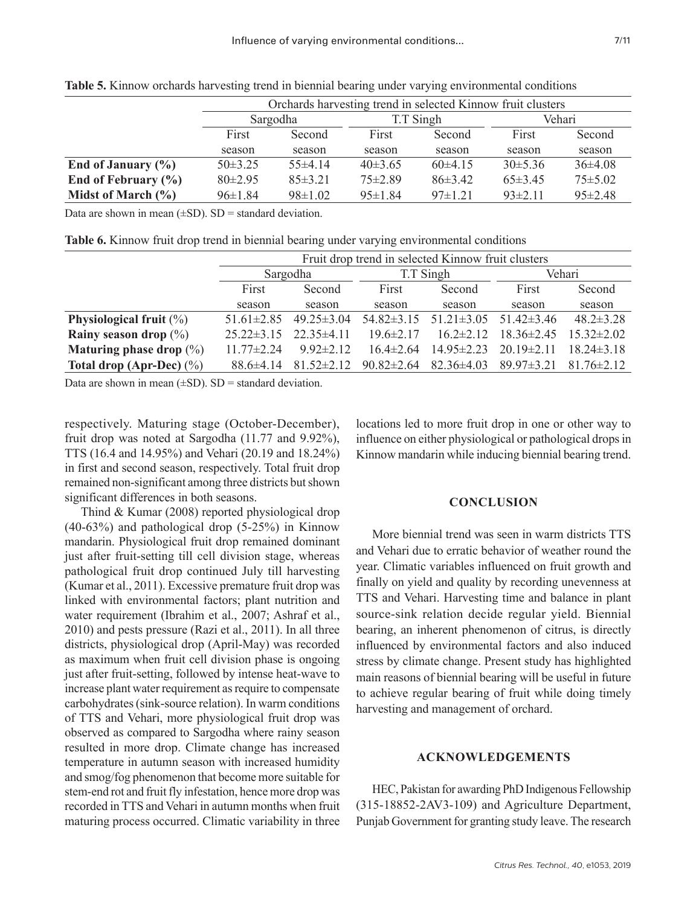**Table 5.** Kinnow orchards harvesting trend in biennial bearing under varying environmental conditions

| | Orchards harvesting trend in selected Kinnow fruit clusters | | | | | |
|---|---|---|---|---|---|---|
| | Sargodha | | T.T Singh | | Vehari | |
| | First season | Second season | First season | Second season | First season | Second season |
| **End of January (%)** | 50±3.25 | 55±4.14 | 40±3.65 | 60±4.15 | 30±5.36 | 36±4.08 |
| **End of February (%)** | 80±2.95 | 85±3.21 | 75±2.89 | 86±3.42 | 65±3.45 | 75±5.02 |
| **Midst of March (%)** | 96±1.84 | 98±1.02 | 95±1.84 | 97±1.21 | 93±2.11 | 95±2.48 |

Data are shown in mean (±SD). SD = standard deviation.

**Table 6.** Kinnow fruit drop trend in biennial bearing under varying environmental conditions

| | Fruit drop trend in selected Kinnow fruit clusters | | | | | |
|---|---|---|---|---|---|---|
| | Sargodha | | T.T Singh | | Vehari | |
| | First season | Second season | First season | Second season | First season | Second season |
| **Physiological fruit** (%) | 51.61±2.85 | 49.25±3.04 | 54.82±3.15 | 51.21±3.05 | 51.42±3.46 | 48.2±3.28 |
| **Rainy season drop** (%) | 25.22±3.15 | 22.35±4.11 | 19.6±2.17 | 16.2±2.12 | 18.36±2.45 | 15.32±2.02 |
| **Maturing phase drop** (%) | 11.77±2.24 | 9.92±2.12 | 16.4±2.64 | 14.95±2.23 | 20.19±2.11 | 18.24±3.18 |
| **Total drop (Apr-Dec)** (%) | 88.6±4.14 | 81.52±2.12 | 90.82±2.64 | 82.36±4.03 | 89.97±3.21 | 81.76±2.12 |

Data are shown in mean (±SD). SD = standard deviation.

respectively. Maturing stage (October-December), fruit drop was noted at Sargodha (11.77 and 9.92%), TTS (16.4 and 14.95%) and Vehari (20.19 and 18.24%) in first and second season, respectively. Total fruit drop remained non-significant among three districts but shown significant differences in both seasons.

Thind & Kumar (2008) reported physiological drop (40-63%) and pathological drop (5-25%) in Kinnow mandarin. Physiological fruit drop remained dominant just after fruit-setting till cell division stage, whereas pathological fruit drop continued July till harvesting (Kumar et al., 2011). Excessive premature fruit drop was linked with environmental factors; plant nutrition and water requirement (Ibrahim et al., 2007; Ashraf et al., 2010) and pests pressure (Razi et al., 2011). In all three districts, physiological drop (April-May) was recorded as maximum when fruit cell division phase is ongoing just after fruit-setting, followed by intense heat-wave to increase plant water requirement as require to compensate carbohydrates (sink-source relation). In warm conditions of TTS and Vehari, more physiological fruit drop was observed as compared to Sargodha where rainy season resulted in more drop. Climate change has increased temperature in autumn season with increased humidity and smog/fog phenomenon that become more suitable for stem-end rot and fruit fly infestation, hence more drop was recorded in TTS and Vehari in autumn months when fruit maturing process occurred. Climatic variability in three locations led to more fruit drop in one or other way to influence on either physiological or pathological drops in Kinnow mandarin while inducing biennial bearing trend.

## CONCLUSION

More biennial trend was seen in warm districts TTS and Vehari due to erratic behavior of weather round the year. Climatic variables influenced on fruit growth and finally on yield and quality by recording unevenness at TTS and Vehari. Harvesting time and balance in plant source-sink relation decide regular yield. Biennial bearing, an inherent phenomenon of citrus, is directly influenced by environmental factors and also induced stress by climate change. Present study has highlighted main reasons of biennial bearing will be useful in future to achieve regular bearing of fruit while doing timely harvesting and management of orchard.

## ACKNOWLEDGEMENTS

HEC, Pakistan for awarding PhD Indigenous Fellowship (315-18852-2AV3-109) and Agriculture Department, Punjab Government for granting study leave. The research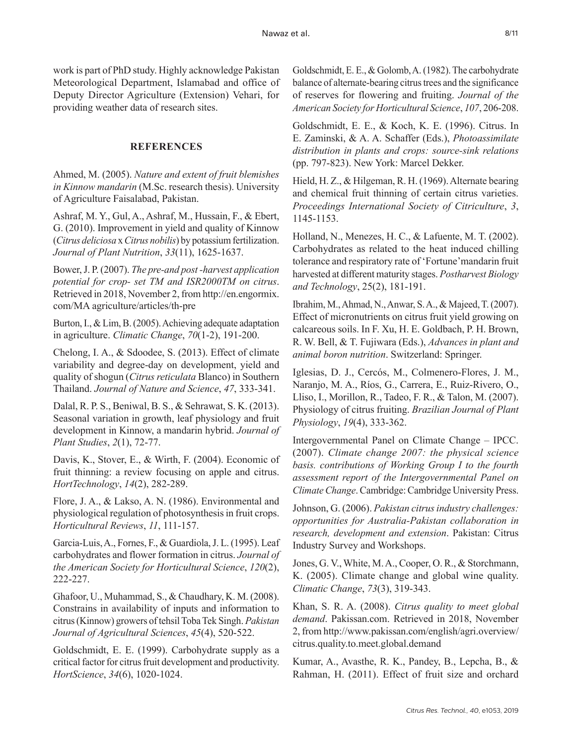work is part of PhD study. Highly acknowledge Pakistan Meteorological Department, Islamabad and office of Deputy Director Agriculture (Extension) Vehari, for providing weather data of research sites.

## REFERENCES

Ahmed, M. (2005). *Nature and extent of fruit blemishes in Kinnow mandarin* (M.Sc. research thesis). University of Agriculture Faisalabad, Pakistan.

Ashraf, M. Y., Gul, A., Ashraf, M., Hussain, F., & Ebert, G. (2010). Improvement in yield and quality of Kinnow (*Citrus deliciosa* x *Citrus nobilis*) by potassium fertilization. *Journal of Plant Nutrition*, *33*(11), 1625-1637.

Bower, J. P. (2007). *The pre-and post -harvest application potential for crop- set TM and ISR2000TM on citrus*. Retrieved in 2018, November 2, from http://en.engormix.com/MA agriculture/articles/th-pre

Burton, I., & Lim, B. (2005). Achieving adequate adaptation in agriculture. *Climatic Change*, *70*(1-2), 191-200.

Chelong, I. A., & Sdoodee, S. (2013). Effect of climate variability and degree-day on development, yield and quality of shogun (*Citrus reticulata* Blanco) in Southern Thailand. *Journal of Nature and Science*, *47*, 333-341.

Dalal, R. P. S., Beniwal, B. S., & Sehrawat, S. K. (2013). Seasonal variation in growth, leaf physiology and fruit development in Kinnow, a mandarin hybrid. *Journal of Plant Studies*, *2*(1), 72-77.

Davis, K., Stover, E., & Wirth, F. (2004). Economic of fruit thinning: a review focusing on apple and citrus. *HortTechnology*, *14*(2), 282-289.

Flore, J. A., & Lakso, A. N. (1986). Environmental and physiological regulation of photosynthesis in fruit crops. *Horticultural Reviews*, *11*, 111-157.

Garcia-Luis, A., Fornes, F., & Guardiola, J. L. (1995). Leaf carbohydrates and flower formation in citrus. *Journal of the American Society for Horticultural Science*, *120*(2), 222-227.

Ghafoor, U., Muhammad, S., & Chaudhary, K. M. (2008). Constrains in availability of inputs and information to citrus (Kinnow) growers of tehsil Toba Tek Singh. *Pakistan Journal of Agricultural Sciences*, *45*(4), 520-522.

Goldschmidt, E. E. (1999). Carbohydrate supply as a critical factor for citrus fruit development and productivity. *HortScience*, *34*(6), 1020-1024.

Goldschmidt, E. E., & Golomb, A. (1982). The carbohydrate balance of alternate-bearing citrus trees and the significance of reserves for flowering and fruiting. *Journal of the American Society for Horticultural Science*, *107*, 206-208.

Goldschmidt, E. E., & Koch, K. E. (1996). Citrus. In E. Zaminski, & A. A. Schaffer (Eds.), *Photoassimilate distribution in plants and crops: source-sink relations* (pp. 797-823). New York: Marcel Dekker.

Hield, H. Z., & Hilgeman, R. H. (1969). Alternate bearing and chemical fruit thinning of certain citrus varieties. *Proceedings International Society of Citriculture*, *3*, 1145-1153.

Holland, N., Menezes, H. C., & Lafuente, M. T. (2002). Carbohydrates as related to the heat induced chilling tolerance and respiratory rate of 'Fortune' mandarin fruit harvested at different maturity stages. *Postharvest Biology and Technology*, 25(2), 181-191.

Ibrahim, M., Ahmad, N., Anwar, S. A., & Majeed, T. (2007). Effect of micronutrients on citrus fruit yield growing on calcareous soils. In F. Xu, H. E. Goldbach, P. H. Brown, R. W. Bell, & T. Fujiwara (Eds.), *Advances in plant and animal boron nutrition*. Switzerland: Springer.

Iglesias, D. J., Cercós, M., Colmenero-Flores, J. M., Naranjo, M. A., Ríos, G., Carrera, E., Ruiz-Rivero, O., Lliso, I., Morillon, R., Tadeo, F. R., & Talon, M. (2007). Physiology of citrus fruiting. *Brazilian Journal of Plant Physiology*, *19*(4), 333-362.

Intergovernmental Panel on Climate Change – IPCC. (2007). *Climate change 2007: the physical science basis. contributions of Working Group I to the fourth assessment report of the Intergovernmental Panel on Climate Change*. Cambridge: Cambridge University Press.

Johnson, G. (2006). *Pakistan citrus industry challenges: opportunities for Australia-Pakistan collaboration in research, development and extension*. Pakistan: Citrus Industry Survey and Workshops.

Jones, G. V., White, M. A., Cooper, O. R., & Storchmann, K. (2005). Climate change and global wine quality. *Climatic Change*, *73*(3), 319-343.

Khan, S. R. A. (2008). *Citrus quality to meet global demand*. Pakissan.com. Retrieved in 2018, November 2, from http://www.pakissan.com/english/agri.overview/citrus.quality.to.meet.global.demand

Kumar, A., Avasthe, R. K., Pandey, B., Lepcha, B., & Rahman, H. (2011). Effect of fruit size and orchard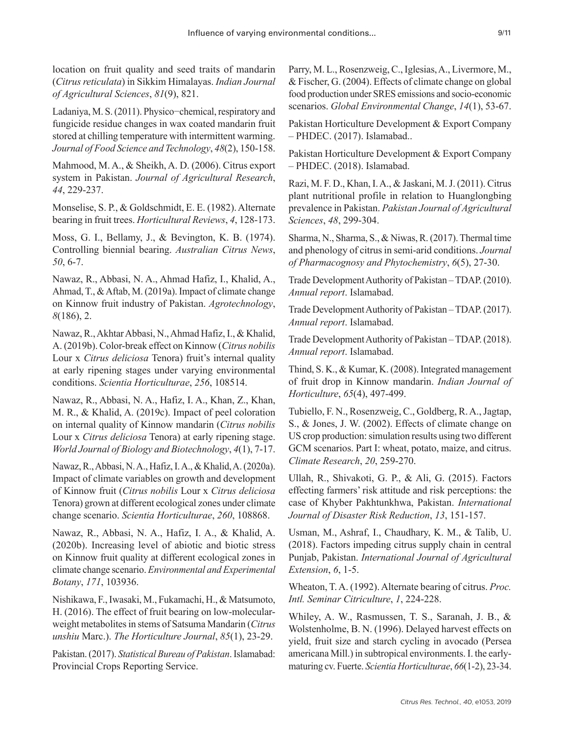location on fruit quality and seed traits of mandarin (*Citrus reticulata*) in Sikkim Himalayas. *Indian Journal of Agricultural Sciences*, *81*(9), 821.

Ladaniya, M. S. (2011). Physico−chemical, respiratory and fungicide residue changes in wax coated mandarin fruit stored at chilling temperature with intermittent warming. *Journal of Food Science and Technology*, *48*(2), 150-158.

Mahmood, M. A., & Sheikh, A. D. (2006). Citrus export system in Pakistan. *Journal of Agricultural Research*, *44*, 229-237.

Monselise, S. P., & Goldschmidt, E. E. (1982). Alternate bearing in fruit trees. *Horticultural Reviews*, *4*, 128-173.

Moss, G. I., Bellamy, J., & Bevington, K. B. (1974). Controlling biennial bearing. *Australian Citrus News*, *50*, 6-7.

Nawaz, R., Abbasi, N. A., Ahmad Hafiz, I., Khalid, A., Ahmad, T., & Aftab, M. (2019a). Impact of climate change on Kinnow fruit industry of Pakistan. *Agrotechnology*, *8*(186), 2.

Nawaz, R., Akhtar Abbasi, N., Ahmad Hafiz, I., & Khalid, A. (2019b). Color-break effect on Kinnow (*Citrus nobilis* Lour x *Citrus deliciosa* Tenora) fruit's internal quality at early ripening stages under varying environmental conditions. *Scientia Horticulturae*, *256*, 108514.

Nawaz, R., Abbasi, N. A., Hafiz, I. A., Khan, Z., Khan, M. R., & Khalid, A. (2019c). Impact of peel coloration on internal quality of Kinnow mandarin (*Citrus nobilis* Lour x *Citrus deliciosa* Tenora) at early ripening stage. *World Journal of Biology and Biotechnology*, *4*(1), 7-17.

Nawaz, R., Abbasi, N. A., Hafiz, I. A., & Khalid, A. (2020a). Impact of climate variables on growth and development of Kinnow fruit (*Citrus nobilis* Lour x *Citrus deliciosa* Tenora) grown at different ecological zones under climate change scenario. *Scientia Horticulturae*, *260*, 108868.

Nawaz, R., Abbasi, N. A., Hafiz, I. A., & Khalid, A. (2020b). Increasing level of abiotic and biotic stress on Kinnow fruit quality at different ecological zones in climate change scenario. *Environmental and Experimental Botany*, *171*, 103936.

Nishikawa, F., Iwasaki, M., Fukamachi, H., & Matsumoto, H. (2016). The effect of fruit bearing on low-molecular-weight metabolites in stems of Satsuma Mandarin (*Citrus unshiu* Marc.). *The Horticulture Journal*, *85*(1), 23-29.

Pakistan. (2017). *Statistical Bureau of Pakistan*. Islamabad: Provincial Crops Reporting Service.

Parry, M. L., Rosenzweig, C., Iglesias, A., Livermore, M., & Fischer, G. (2004). Effects of climate change on global food production under SRES emissions and socio-economic scenarios. *Global Environmental Change*, *14*(1), 53-67.

Pakistan Horticulture Development & Export Company – PHDEC. (2017). Islamabad..

Pakistan Horticulture Development & Export Company – PHDEC. (2018). Islamabad.

Razi, M. F. D., Khan, I. A., & Jaskani, M. J. (2011). Citrus plant nutritional profile in relation to Huanglongbing prevalence in Pakistan. *Pakistan Journal of Agricultural Sciences*, *48*, 299-304.

Sharma, N., Sharma, S., & Niwas, R. (2017). Thermal time and phenology of citrus in semi-arid conditions. *Journal of Pharmacognosy and Phytochemistry*, *6*(5), 27-30.

Trade Development Authority of Pakistan – TDAP. (2010). *Annual report*. Islamabad.

Trade Development Authority of Pakistan – TDAP. (2017). *Annual report*. Islamabad.

Trade Development Authority of Pakistan – TDAP. (2018). *Annual report*. Islamabad.

Thind, S. K., & Kumar, K. (2008). Integrated management of fruit drop in Kinnow mandarin. *Indian Journal of Horticulture*, *65*(4), 497-499.

Tubiello, F. N., Rosenzweig, C., Goldberg, R. A., Jagtap, S., & Jones, J. W. (2002). Effects of climate change on US crop production: simulation results using two different GCM scenarios. Part I: wheat, potato, maize, and citrus. *Climate Research*, *20*, 259-270.

Ullah, R., Shivakoti, G. P., & Ali, G. (2015). Factors effecting farmers' risk attitude and risk perceptions: the case of Khyber Pakhtunkhwa, Pakistan. *International Journal of Disaster Risk Reduction*, *13*, 151-157.

Usman, M., Ashraf, I., Chaudhary, K. M., & Talib, U. (2018). Factors impeding citrus supply chain in central Punjab, Pakistan. *International Journal of Agricultural Extension*, *6*, 1-5.

Wheaton, T. A. (1992). Alternate bearing of citrus. *Proc. Intl. Seminar Citriculture*, *1*, 224-228.

Whiley, A. W., Rasmussen, T. S., Saranah, J. B., & Wolstenholme, B. N. (1996). Delayed harvest effects on yield, fruit size and starch cycling in avocado (Persea americana Mill.) in subtropical environments. I. the early-maturing cv. Fuerte. *Scientia Horticulturae*, *66*(1-2), 23-34.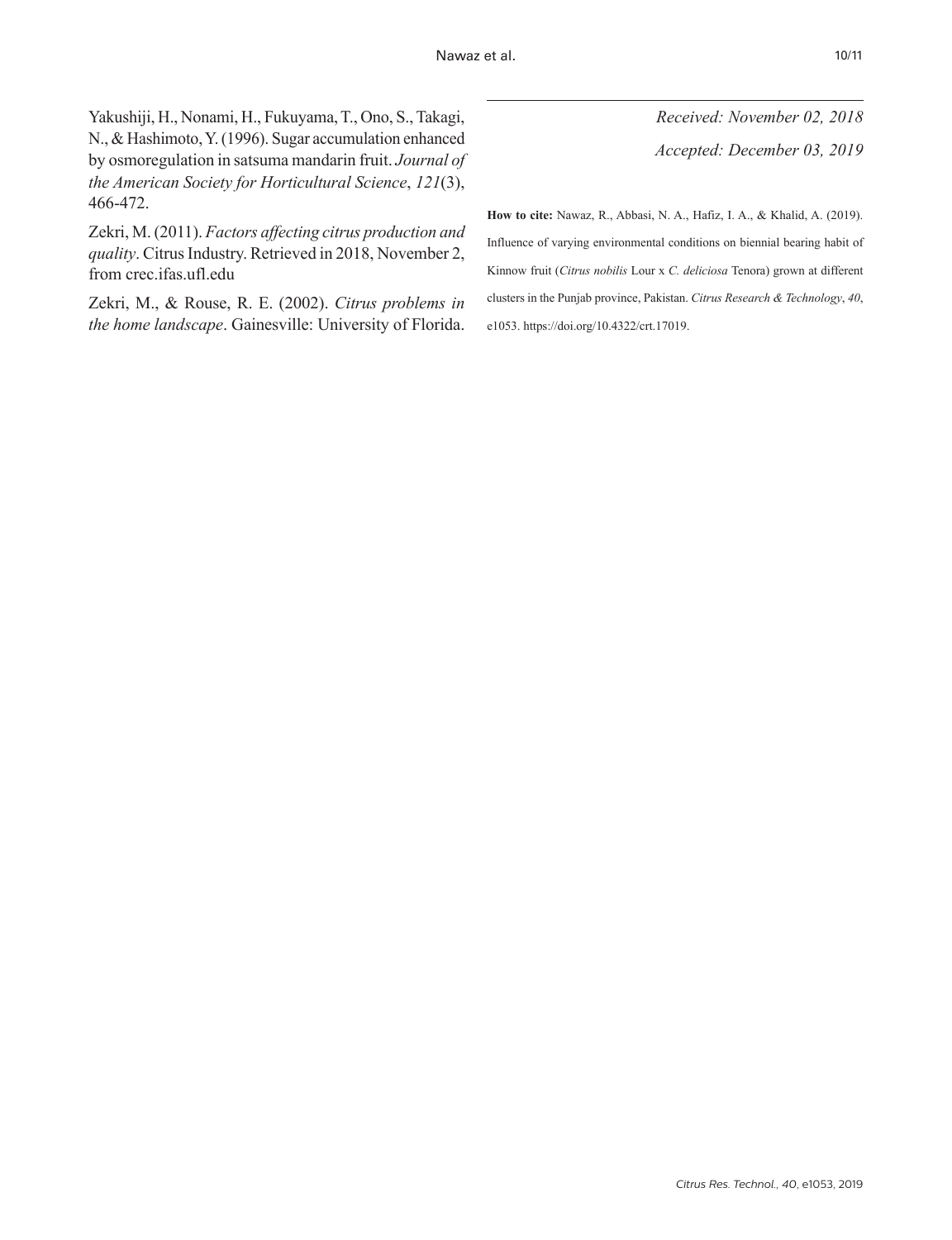Yakushiji, H., Nonami, H., Fukuyama, T., Ono, S., Takagi, N., & Hashimoto, Y. (1996). Sugar accumulation enhanced by osmoregulation in satsuma mandarin fruit. *Journal of the American Society for Horticultural Science*, *121*(3), 466-472.

Zekri, M. (2011). *Factors affecting citrus production and quality*. Citrus Industry. Retrieved in 2018, November 2, from crec.ifas.ufl.edu

Zekri, M., & Rouse, R. E. (2002). *Citrus problems in the home landscape*. Gainesville: University of Florida.

*Received: November 02, 2018*

*Accepted: December 03, 2019*

**How to cite:** Nawaz, R., Abbasi, N. A., Hafiz, I. A., & Khalid, A. (2019). Influence of varying environmental conditions on biennial bearing habit of Kinnow fruit (*Citrus nobilis* Lour x *C. deliciosa* Tenora) grown at different clusters in the Punjab province, Pakistan. *Citrus Research & Technology*, *40*, e1053. https://doi.org/10.4322/crt.17019.